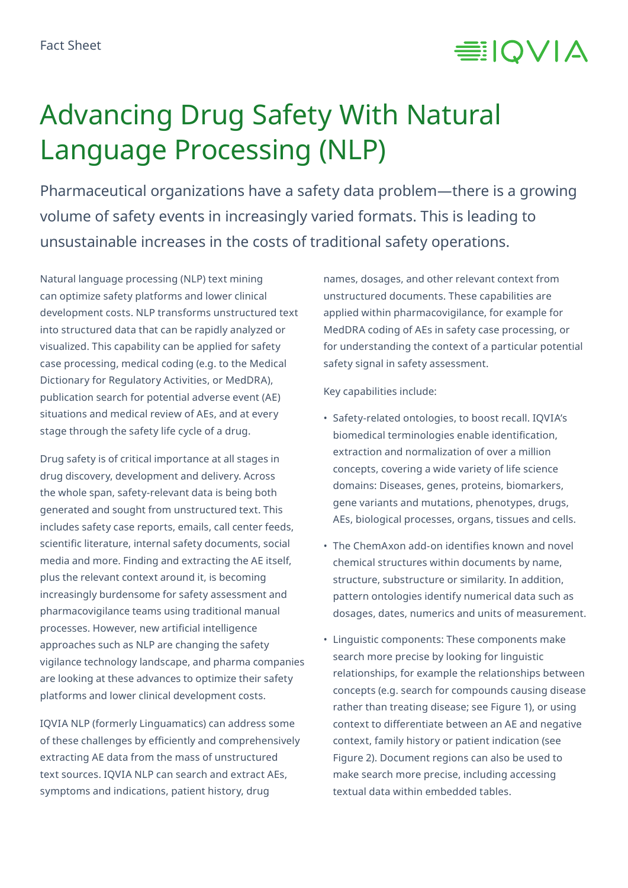Fact Sheet

# Advancing Drug Safety With Natural Language Processing (NLP)

Pharmaceutical organizations have a safety data problem—there is a growing volume of safety events in increasingly varied formats. This is leading to unsustainable increases in the costs of traditional safety operations.

Natural language processing (NLP) text mining can optimize safety platforms and lower clinical development costs. NLP transforms unstructured text into structured data that can be rapidly analyzed or visualized. This capability can be applied for safety case processing, medical coding (e.g. to the Medical Dictionary for Regulatory Activities, or MedDRA), publication search for potential adverse event (AE) situations and medical review of AEs, and at every stage through the safety life cycle of a drug.

Drug safety is of critical importance at all stages in drug discovery, development and delivery. Across the whole span, safety-relevant data is being both generated and sought from unstructured text. This includes safety case reports, emails, call center feeds, scientific literature, internal safety documents, social media and more. Finding and extracting the AE itself, plus the relevant context around it, is becoming increasingly burdensome for safety assessment and pharmacovigilance teams using traditional manual processes. However, new artificial intelligence approaches such as NLP are changing the safety vigilance technology landscape, and pharma companies are looking at these advances to optimize their safety platforms and lower clinical development costs.

IQVIA NLP (formerly Linguamatics) can address some of these challenges by efficiently and comprehensively extracting AE data from the mass of unstructured text sources. IQVIA NLP can search and extract AEs, symptoms and indications, patient history, drug names, dosages, and other relevant context from unstructured documents. These capabilities are applied within pharmacovigilance, for example for MedDRA coding of AEs in safety case processing, or for understanding the context of a particular potential safety signal in safety assessment.

Key capabilities include:

- Safety-related ontologies, to boost recall. IQVIA's biomedical terminologies enable identification, extraction and normalization of over a million concepts, covering a wide variety of life science domains: Diseases, genes, proteins, biomarkers, gene variants and mutations, phenotypes, drugs, AEs, biological processes, organs, tissues and cells.
- The ChemAxon add-on identifies known and novel chemical structures within documents by name, structure, substructure or similarity. In addition, pattern ontologies identify numerical data such as dosages, dates, numerics and units of measurement.
- Linguistic components: These components make search more precise by looking for linguistic relationships, for example the relationships between concepts (e.g. search for compounds causing disease rather than treating disease; see Figure 1), or using context to differentiate between an AE and negative context, family history or patient indication (see Figure 2). Document regions can also be used to make search more precise, including accessing textual data within embedded tables.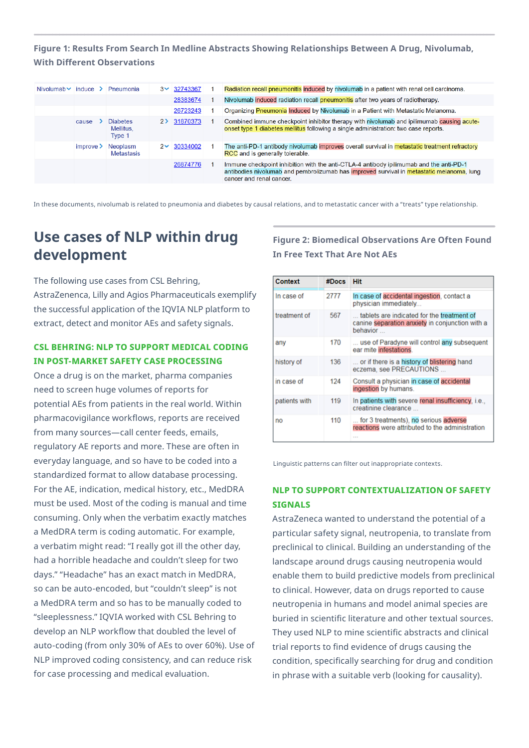**Figure 1: Results From Search In Medline Abstracts Showing Relationships Between A Drug, Nivolumab, With Different Observations**

| | | | | | | |
|---|---|---|---|---|---|---|
| Nivolumab | induce | Pneumonia | 3 | 32743367 | 1 | Radiation recall pneumonitis induced by nivolumab in a patient with renal cell carcinoma. |
| | | | | 28383674 | 1 | Nivolumab induced radiation recall pneumonitis after two years of radiotherapy. |
| | | | | 26723243 | 1 | Organizing Pneumonia Induced by Nivolumab in a Patient with Metastatic Melanoma. |
| | cause | Diabetes Mellitus, Type 1 | 2 | 31870373 | 1 | Combined immune checkpoint inhibitor therapy with nivolumab and ipilimumab causing acute-onset type 1 diabetes mellitus following a single administration: two case reports. |
| | improve | Neoplasm Metastasis | 2 | 30334002 | 1 | The anti-PD-1 antibody nivolumab improves overall survival in metastatic treatment refractory RCC and is generally tolerable. |
| | | | | 26874776 | 1 | Immune checkpoint inhibition with the anti-CTLA-4 antibody ipilimumab and the anti-PD-1 antibodies nivolumab and pembrolizumab has improved survival in metastatic melanoma, lung cancer and renal cancer. |

In these documents, nivolumab is related to pneumonia and diabetes by causal relations, and to metastatic cancer with a "treats" type relationship.

## Use cases of NLP within drug development

The following use cases from CSL Behring, AstraZenenca, Lilly and Agios Pharmaceuticals exemplify the successful application of the IQVIA NLP platform to extract, detect and monitor AEs and safety signals.

### CSL BEHRING: NLP TO SUPPORT MEDICAL CODING IN POST-MARKET SAFETY CASE PROCESSING

Once a drug is on the market, pharma companies need to screen huge volumes of reports for potential AEs from patients in the real world. Within pharmacovigilance workflows, reports are received from many sources—call center feeds, emails, regulatory AE reports and more. These are often in everyday language, and so have to be coded into a standardized format to allow database processing. For the AE, indication, medical history, etc., MedDRA must be used. Most of the coding is manual and time consuming. Only when the verbatim exactly matches a MedDRA term is coding automatic. For example, a verbatim might read: "I really got ill the other day, had a horrible headache and couldn't sleep for two days." "Headache" has an exact match in MedDRA, so can be auto-encoded, but "couldn't sleep" is not a MedDRA term and so has to be manually coded to "sleeplessness." IQVIA worked with CSL Behring to develop an NLP workflow that doubled the level of auto-coding (from only 30% of AEs to over 60%). Use of NLP improved coding consistency, and can reduce risk for case processing and medical evaluation.

**Figure 2: Biomedical Observations Are Often Found In Free Text That Are Not AEs**

| Context | #Docs | Hit |
|---|---|---|
| In case of | 2777 | In case of accidental ingestion, contact a physician immediately... |
| treatment of | 567 | ... tablets are indicated for the treatment of canine separation anxiety in conjunction with a behavior ... |
| any | 170 | ... use of Paradyne will control any subsequent ear mite infestations. |
| history of | 136 | ... or if there is a history of blistering hand eczema, see PRECAUTIONS ... |
| in case of | 124 | Consult a physician in case of accidental ingestion by humans. |
| patients with | 119 | In patients with severe renal insufficiency, i.e., creatinine clearance ... |
| no | 110 | ... for 3 treatments), no serious adverse reactions were attributed to the administration ... |

Linguistic patterns can filter out inappropriate contexts.

### NLP TO SUPPORT CONTEXTUALIZATION OF SAFETY SIGNALS

AstraZeneca wanted to understand the potential of a particular safety signal, neutropenia, to translate from preclinical to clinical. Building an understanding of the landscape around drugs causing neutropenia would enable them to build predictive models from preclinical to clinical. However, data on drugs reported to cause neutropenia in humans and model animal species are buried in scientific literature and other textual sources. They used NLP to mine scientific abstracts and clinical trial reports to find evidence of drugs causing the condition, specifically searching for drug and condition in phrase with a suitable verb (looking for causality).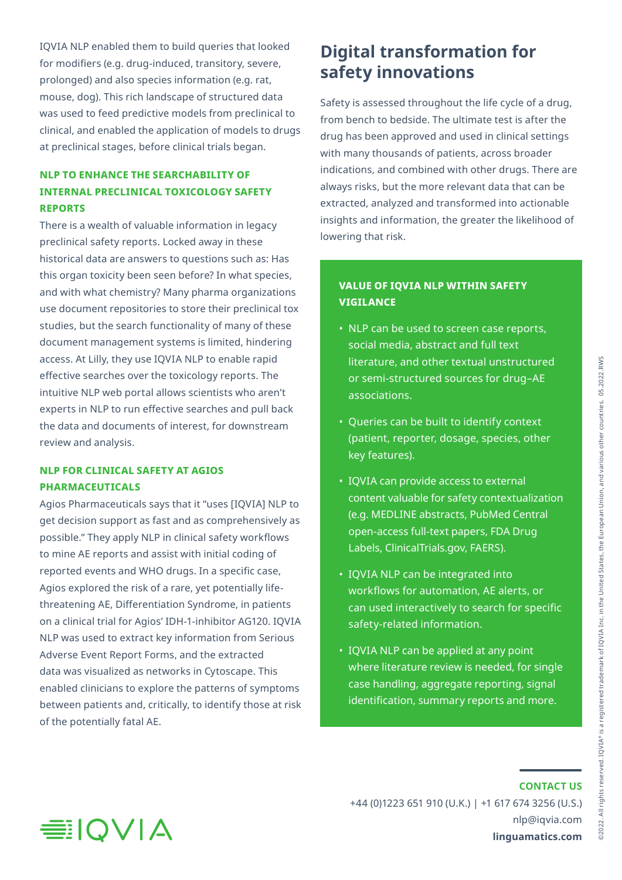IQVIA NLP enabled them to build queries that looked for modifiers (e.g. drug-induced, transitory, severe, prolonged) and also species information (e.g. rat, mouse, dog). This rich landscape of structured data was used to feed predictive models from preclinical to clinical, and enabled the application of models to drugs at preclinical stages, before clinical trials began.

### NLP TO ENHANCE THE SEARCHABILITY OF INTERNAL PRECLINICAL TOXICOLOGY SAFETY REPORTS

There is a wealth of valuable information in legacy preclinical safety reports. Locked away in these historical data are answers to questions such as: Has this organ toxicity been seen before? In what species, and with what chemistry? Many pharma organizations use document repositories to store their preclinical tox studies, but the search functionality of many of these document management systems is limited, hindering access. At Lilly, they use IQVIA NLP to enable rapid effective searches over the toxicology reports. The intuitive NLP web portal allows scientists who aren't experts in NLP to run effective searches and pull back the data and documents of interest, for downstream review and analysis.

### NLP FOR CLINICAL SAFETY AT AGIOS PHARMACEUTICALS

Agios Pharmaceuticals says that it "uses [IQVIA] NLP to get decision support as fast and as comprehensively as possible." They apply NLP in clinical safety workflows to mine AE reports and assist with initial coding of reported events and WHO drugs. In a specific case, Agios explored the risk of a rare, yet potentially life-threatening AE, Differentiation Syndrome, in patients on a clinical trial for Agios' IDH-1-inhibitor AG120. IQVIA NLP was used to extract key information from Serious Adverse Event Report Forms, and the extracted data was visualized as networks in Cytoscape. This enabled clinicians to explore the patterns of symptoms between patients and, critically, to identify those at risk of the potentially fatal AE.

## Digital transformation for safety innovations

Safety is assessed throughout the life cycle of a drug, from bench to bedside. The ultimate test is after the drug has been approved and used in clinical settings with many thousands of patients, across broader indications, and combined with other drugs. There are always risks, but the more relevant data that can be extracted, analyzed and transformed into actionable insights and information, the greater the likelihood of lowering that risk.

### VALUE OF IQVIA NLP WITHIN SAFETY VIGILANCE

- NLP can be used to screen case reports, social media, abstract and full text literature, and other textual unstructured or semi-structured sources for drug–AE associations.
- Queries can be built to identify context (patient, reporter, dosage, species, other key features).
- IQVIA can provide access to external content valuable for safety contextualization (e.g. MEDLINE abstracts, PubMed Central open-access full-text papers, FDA Drug Labels, ClinicalTrials.gov, FAERS).
- IQVIA NLP can be integrated into workflows for automation, AE alerts, or can used interactively to search for specific safety-related information.
- IQVIA NLP can be applied at any point where literature review is needed, for single case handling, aggregate reporting, signal identification, summary reports and more.

**CONTACT US**

+44 (0)1223 651 910 (U.K.) | +1 617 674 3256 (U.S.)
nlp@iqvia.com
**linguamatics.com**

IQVIA

©2022. All rights reserved. IQVIA® is a registered trademark of IQVIA Inc. in the United States, the European Union, and various other countries. 05.2022.RWS